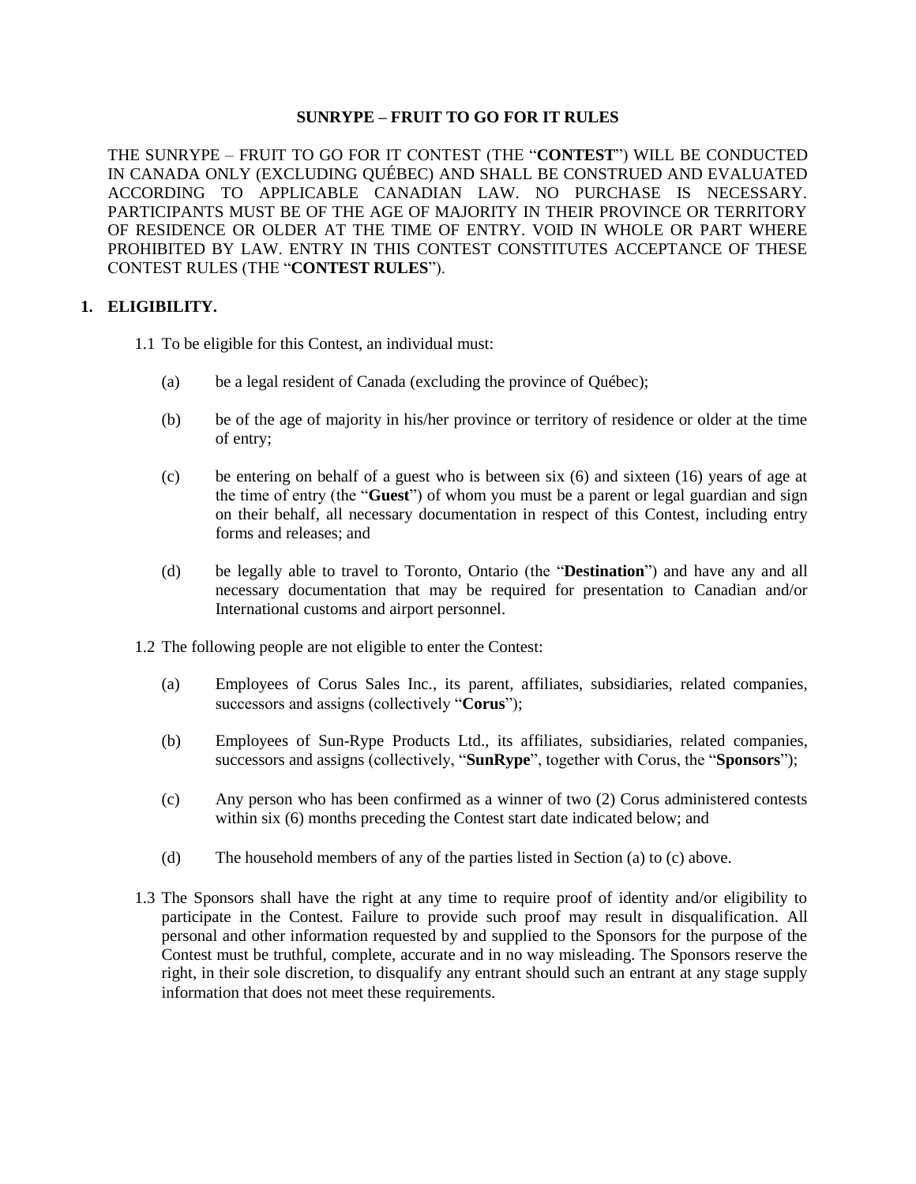# SUNRYPE – FRUIT TO GO FOR IT RULES

THE SUNRYPE – FRUIT TO GO FOR IT CONTEST (THE "**CONTEST**") WILL BE CONDUCTED IN CANADA ONLY (EXCLUDING QUÉBEC) AND SHALL BE CONSTRUED AND EVALUATED ACCORDING TO APPLICABLE CANADIAN LAW. NO PURCHASE IS NECESSARY. PARTICIPANTS MUST BE OF THE AGE OF MAJORITY IN THEIR PROVINCE OR TERRITORY OF RESIDENCE OR OLDER AT THE TIME OF ENTRY. VOID IN WHOLE OR PART WHERE PROHIBITED BY LAW. ENTRY IN THIS CONTEST CONSTITUTES ACCEPTANCE OF THESE CONTEST RULES (THE "**CONTEST RULES**").

## 1. ELIGIBILITY.

1.1 To be eligible for this Contest, an individual must:

(a) be a legal resident of Canada (excluding the province of Québec);

(b) be of the age of majority in his/her province or territory of residence or older at the time of entry;

(c) be entering on behalf of a guest who is between six (6) and sixteen (16) years of age at the time of entry (the "**Guest**") of whom you must be a parent or legal guardian and sign on their behalf, all necessary documentation in respect of this Contest, including entry forms and releases; and

(d) be legally able to travel to Toronto, Ontario (the "**Destination**") and have any and all necessary documentation that may be required for presentation to Canadian and/or International customs and airport personnel.

1.2 The following people are not eligible to enter the Contest:

(a) Employees of Corus Sales Inc., its parent, affiliates, subsidiaries, related companies, successors and assigns (collectively "**Corus**");

(b) Employees of Sun-Rype Products Ltd., its affiliates, subsidiaries, related companies, successors and assigns (collectively, "**SunRype**", together with Corus, the "**Sponsors**");

(c) Any person who has been confirmed as a winner of two (2) Corus administered contests within six (6) months preceding the Contest start date indicated below; and

(d) The household members of any of the parties listed in Section (a) to (c) above.

1.3 The Sponsors shall have the right at any time to require proof of identity and/or eligibility to participate in the Contest. Failure to provide such proof may result in disqualification. All personal and other information requested by and supplied to the Sponsors for the purpose of the Contest must be truthful, complete, accurate and in no way misleading. The Sponsors reserve the right, in their sole discretion, to disqualify any entrant should such an entrant at any stage supply information that does not meet these requirements.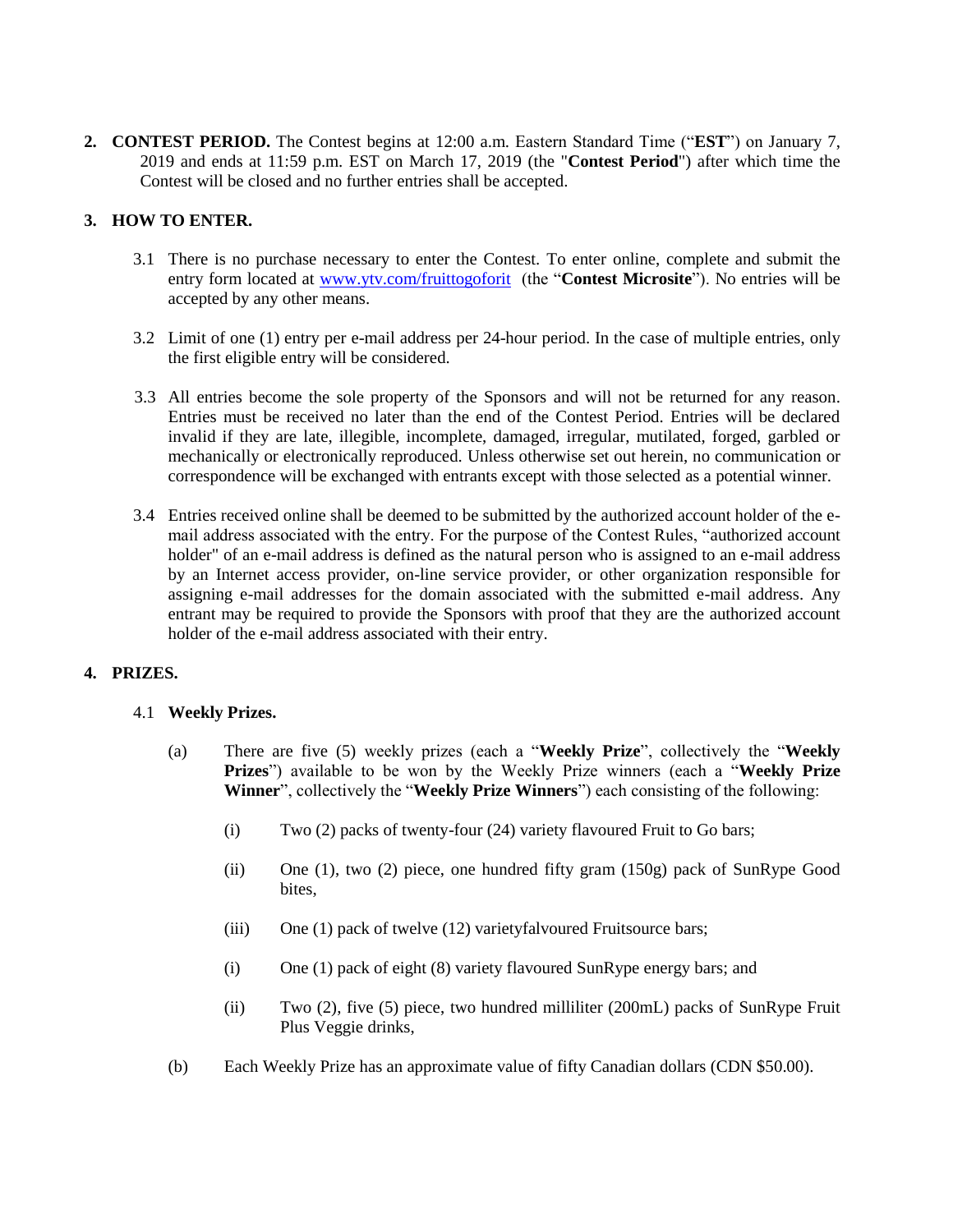**2. CONTEST PERIOD.** The Contest begins at 12:00 a.m. Eastern Standard Time ("**EST**") on January 7, 2019 and ends at 11:59 p.m. EST on March 17, 2019 (the "**Contest Period**") after which time the Contest will be closed and no further entries shall be accepted.

**3. HOW TO ENTER.**

3.1 There is no purchase necessary to enter the Contest. To enter online, complete and submit the entry form located at www.ytv.com/fruittogoforit (the "**Contest Microsite**"). No entries will be accepted by any other means.

3.2 Limit of one (1) entry per e-mail address per 24-hour period. In the case of multiple entries, only the first eligible entry will be considered.

3.3 All entries become the sole property of the Sponsors and will not be returned for any reason. Entries must be received no later than the end of the Contest Period. Entries will be declared invalid if they are late, illegible, incomplete, damaged, irregular, mutilated, forged, garbled or mechanically or electronically reproduced. Unless otherwise set out herein, no communication or correspondence will be exchanged with entrants except with those selected as a potential winner.

3.4 Entries received online shall be deemed to be submitted by the authorized account holder of the e-mail address associated with the entry. For the purpose of the Contest Rules, "authorized account holder" of an e-mail address is defined as the natural person who is assigned to an e-mail address by an Internet access provider, on-line service provider, or other organization responsible for assigning e-mail addresses for the domain associated with the submitted e-mail address. Any entrant may be required to provide the Sponsors with proof that they are the authorized account holder of the e-mail address associated with their entry.

**4. PRIZES.**

4.1 **Weekly Prizes.**

(a) There are five (5) weekly prizes (each a "**Weekly Prize**", collectively the "**Weekly Prizes**") available to be won by the Weekly Prize winners (each a "**Weekly Prize Winner**", collectively the "**Weekly Prize Winners**") each consisting of the following:

(i) Two (2) packs of twenty-four (24) variety flavoured Fruit to Go bars;

(ii) One (1), two (2) piece, one hundred fifty gram (150g) pack of SunRype Good bites,

(iii) One (1) pack of twelve (12) varietyfalvoured Fruitsource bars;

(i) One (1) pack of eight (8) variety flavoured SunRype energy bars; and

(ii) Two (2), five (5) piece, two hundred milliliter (200mL) packs of SunRype Fruit Plus Veggie drinks,

(b) Each Weekly Prize has an approximate value of fifty Canadian dollars (CDN $50.00).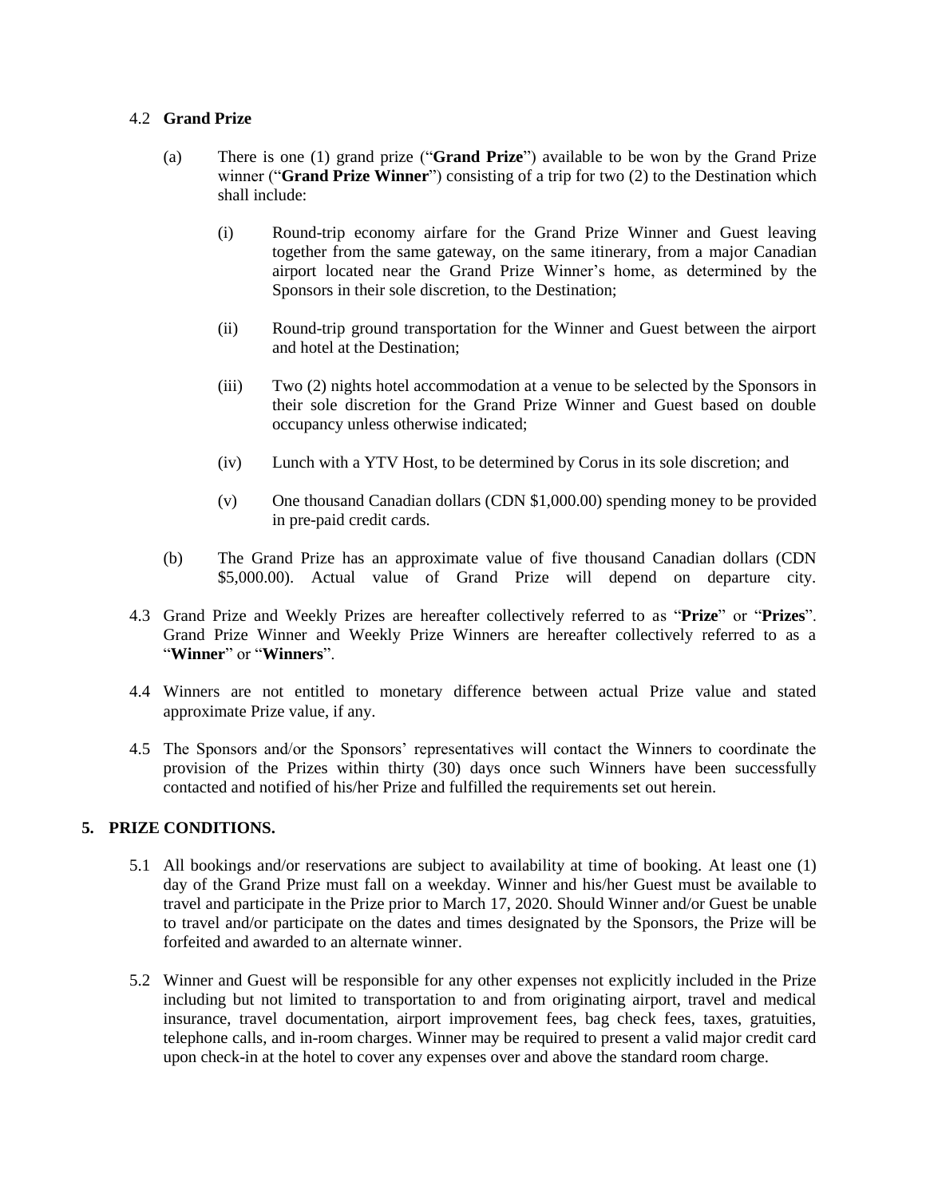4.2 **Grand Prize**

(a) There is one (1) grand prize ("**Grand Prize**") available to be won by the Grand Prize winner ("**Grand Prize Winner**") consisting of a trip for two (2) to the Destination which shall include:

(i) Round-trip economy airfare for the Grand Prize Winner and Guest leaving together from the same gateway, on the same itinerary, from a major Canadian airport located near the Grand Prize Winner's home, as determined by the Sponsors in their sole discretion, to the Destination;

(ii) Round-trip ground transportation for the Winner and Guest between the airport and hotel at the Destination;

(iii) Two (2) nights hotel accommodation at a venue to be selected by the Sponsors in their sole discretion for the Grand Prize Winner and Guest based on double occupancy unless otherwise indicated;

(iv) Lunch with a YTV Host, to be determined by Corus in its sole discretion; and

(v) One thousand Canadian dollars (CDN $1,000.00) spending money to be provided in pre-paid credit cards.

(b) The Grand Prize has an approximate value of five thousand Canadian dollars (CDN $5,000.00). Actual value of Grand Prize will depend on departure city.

4.3 Grand Prize and Weekly Prizes are hereafter collectively referred to as "**Prize**" or "**Prizes**". Grand Prize Winner and Weekly Prize Winners are hereafter collectively referred to as a "**Winner**" or "**Winners**".

4.4 Winners are not entitled to monetary difference between actual Prize value and stated approximate Prize value, if any.

4.5 The Sponsors and/or the Sponsors' representatives will contact the Winners to coordinate the provision of the Prizes within thirty (30) days once such Winners have been successfully contacted and notified of his/her Prize and fulfilled the requirements set out herein.

## 5. PRIZE CONDITIONS.

5.1 All bookings and/or reservations are subject to availability at time of booking. At least one (1) day of the Grand Prize must fall on a weekday. Winner and his/her Guest must be available to travel and participate in the Prize prior to March 17, 2020. Should Winner and/or Guest be unable to travel and/or participate on the dates and times designated by the Sponsors, the Prize will be forfeited and awarded to an alternate winner.

5.2 Winner and Guest will be responsible for any other expenses not explicitly included in the Prize including but not limited to transportation to and from originating airport, travel and medical insurance, travel documentation, airport improvement fees, bag check fees, taxes, gratuities, telephone calls, and in-room charges. Winner may be required to present a valid major credit card upon check-in at the hotel to cover any expenses over and above the standard room charge.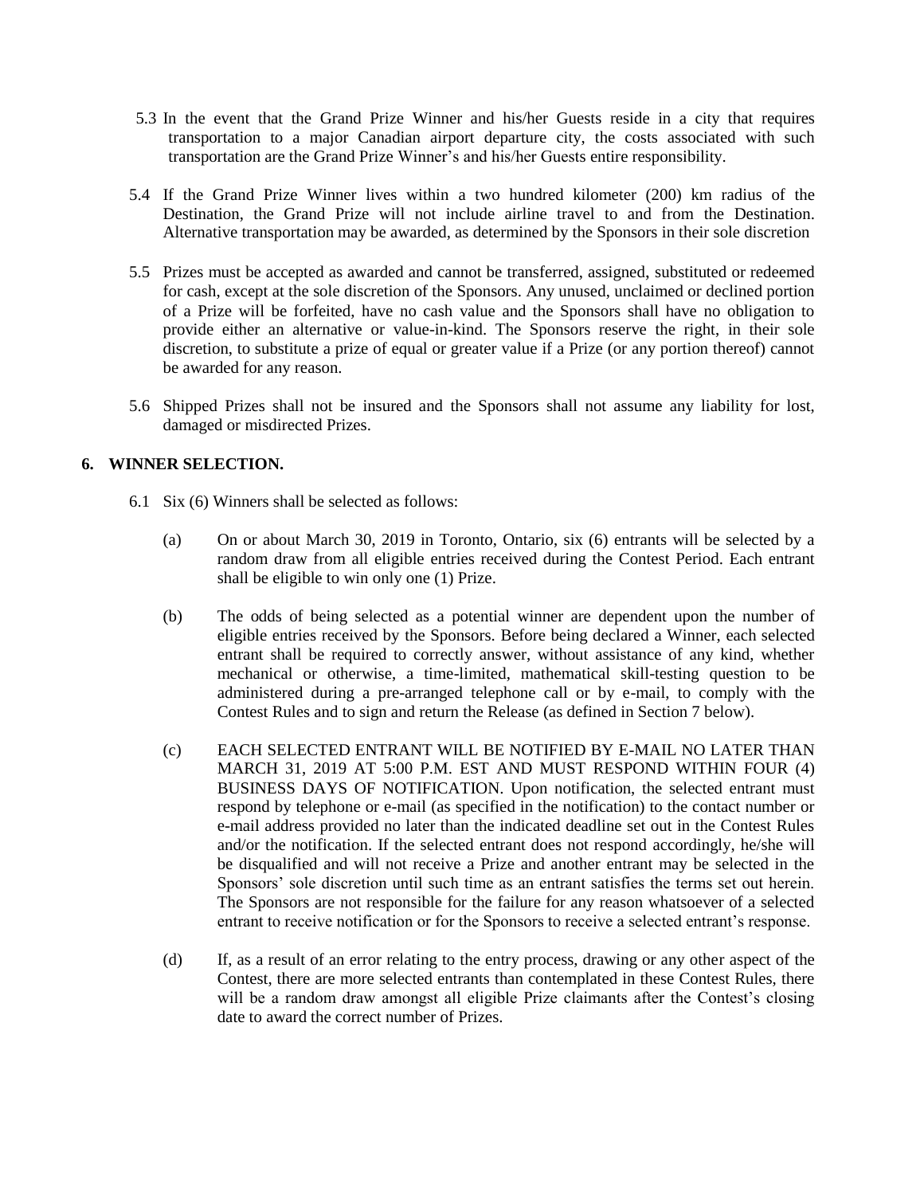5.3 In the event that the Grand Prize Winner and his/her Guests reside in a city that requires transportation to a major Canadian airport departure city, the costs associated with such transportation are the Grand Prize Winner's and his/her Guests entire responsibility.

5.4 If the Grand Prize Winner lives within a two hundred kilometer (200) km radius of the Destination, the Grand Prize will not include airline travel to and from the Destination. Alternative transportation may be awarded, as determined by the Sponsors in their sole discretion

5.5 Prizes must be accepted as awarded and cannot be transferred, assigned, substituted or redeemed for cash, except at the sole discretion of the Sponsors. Any unused, unclaimed or declined portion of a Prize will be forfeited, have no cash value and the Sponsors shall have no obligation to provide either an alternative or value-in-kind. The Sponsors reserve the right, in their sole discretion, to substitute a prize of equal or greater value if a Prize (or any portion thereof) cannot be awarded for any reason.

5.6 Shipped Prizes shall not be insured and the Sponsors shall not assume any liability for lost, damaged or misdirected Prizes.

**6. WINNER SELECTION.**

6.1 Six (6) Winners shall be selected as follows:

(a) On or about March 30, 2019 in Toronto, Ontario, six (6) entrants will be selected by a random draw from all eligible entries received during the Contest Period. Each entrant shall be eligible to win only one (1) Prize.

(b) The odds of being selected as a potential winner are dependent upon the number of eligible entries received by the Sponsors. Before being declared a Winner, each selected entrant shall be required to correctly answer, without assistance of any kind, whether mechanical or otherwise, a time-limited, mathematical skill-testing question to be administered during a pre-arranged telephone call or by e-mail, to comply with the Contest Rules and to sign and return the Release (as defined in Section 7 below).

(c) EACH SELECTED ENTRANT WILL BE NOTIFIED BY E-MAIL NO LATER THAN MARCH 31, 2019 AT 5:00 P.M. EST AND MUST RESPOND WITHIN FOUR (4) BUSINESS DAYS OF NOTIFICATION. Upon notification, the selected entrant must respond by telephone or e-mail (as specified in the notification) to the contact number or e-mail address provided no later than the indicated deadline set out in the Contest Rules and/or the notification. If the selected entrant does not respond accordingly, he/she will be disqualified and will not receive a Prize and another entrant may be selected in the Sponsors' sole discretion until such time as an entrant satisfies the terms set out herein. The Sponsors are not responsible for the failure for any reason whatsoever of a selected entrant to receive notification or for the Sponsors to receive a selected entrant's response.

(d) If, as a result of an error relating to the entry process, drawing or any other aspect of the Contest, there are more selected entrants than contemplated in these Contest Rules, there will be a random draw amongst all eligible Prize claimants after the Contest's closing date to award the correct number of Prizes.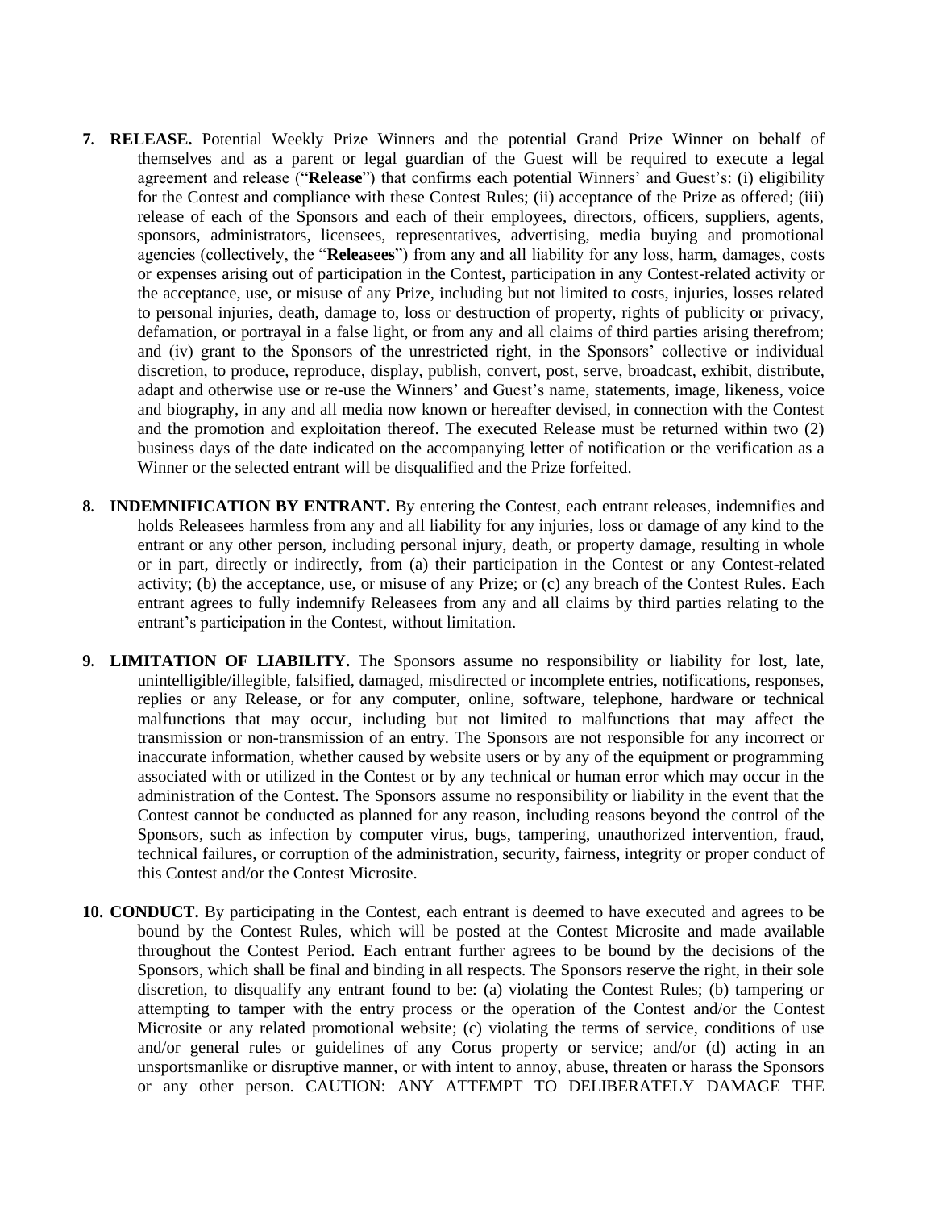7. **RELEASE.** Potential Weekly Prize Winners and the potential Grand Prize Winner on behalf of themselves and as a parent or legal guardian of the Guest will be required to execute a legal agreement and release ("**Release**") that confirms each potential Winners' and Guest's: (i) eligibility for the Contest and compliance with these Contest Rules; (ii) acceptance of the Prize as offered; (iii) release of each of the Sponsors and each of their employees, directors, officers, suppliers, agents, sponsors, administrators, licensees, representatives, advertising, media buying and promotional agencies (collectively, the "**Releasees**") from any and all liability for any loss, harm, damages, costs or expenses arising out of participation in the Contest, participation in any Contest-related activity or the acceptance, use, or misuse of any Prize, including but not limited to costs, injuries, losses related to personal injuries, death, damage to, loss or destruction of property, rights of publicity or privacy, defamation, or portrayal in a false light, or from any and all claims of third parties arising therefrom; and (iv) grant to the Sponsors of the unrestricted right, in the Sponsors' collective or individual discretion, to produce, reproduce, display, publish, convert, post, serve, broadcast, exhibit, distribute, adapt and otherwise use or re-use the Winners' and Guest's name, statements, image, likeness, voice and biography, in any and all media now known or hereafter devised, in connection with the Contest and the promotion and exploitation thereof. The executed Release must be returned within two (2) business days of the date indicated on the accompanying letter of notification or the verification as a Winner or the selected entrant will be disqualified and the Prize forfeited.

8. **INDEMNIFICATION BY ENTRANT.** By entering the Contest, each entrant releases, indemnifies and holds Releasees harmless from any and all liability for any injuries, loss or damage of any kind to the entrant or any other person, including personal injury, death, or property damage, resulting in whole or in part, directly or indirectly, from (a) their participation in the Contest or any Contest-related activity; (b) the acceptance, use, or misuse of any Prize; or (c) any breach of the Contest Rules. Each entrant agrees to fully indemnify Releasees from any and all claims by third parties relating to the entrant's participation in the Contest, without limitation.

9. **LIMITATION OF LIABILITY.** The Sponsors assume no responsibility or liability for lost, late, unintelligible/illegible, falsified, damaged, misdirected or incomplete entries, notifications, responses, replies or any Release, or for any computer, online, software, telephone, hardware or technical malfunctions that may occur, including but not limited to malfunctions that may affect the transmission or non-transmission of an entry. The Sponsors are not responsible for any incorrect or inaccurate information, whether caused by website users or by any of the equipment or programming associated with or utilized in the Contest or by any technical or human error which may occur in the administration of the Contest. The Sponsors assume no responsibility or liability in the event that the Contest cannot be conducted as planned for any reason, including reasons beyond the control of the Sponsors, such as infection by computer virus, bugs, tampering, unauthorized intervention, fraud, technical failures, or corruption of the administration, security, fairness, integrity or proper conduct of this Contest and/or the Contest Microsite.

10. **CONDUCT.** By participating in the Contest, each entrant is deemed to have executed and agrees to be bound by the Contest Rules, which will be posted at the Contest Microsite and made available throughout the Contest Period. Each entrant further agrees to be bound by the decisions of the Sponsors, which shall be final and binding in all respects. The Sponsors reserve the right, in their sole discretion, to disqualify any entrant found to be: (a) violating the Contest Rules; (b) tampering or attempting to tamper with the entry process or the operation of the Contest and/or the Contest Microsite or any related promotional website; (c) violating the terms of service, conditions of use and/or general rules or guidelines of any Corus property or service; and/or (d) acting in an unsportsmanlike or disruptive manner, or with intent to annoy, abuse, threaten or harass the Sponsors or any other person. CAUTION: ANY ATTEMPT TO DELIBERATELY DAMAGE THE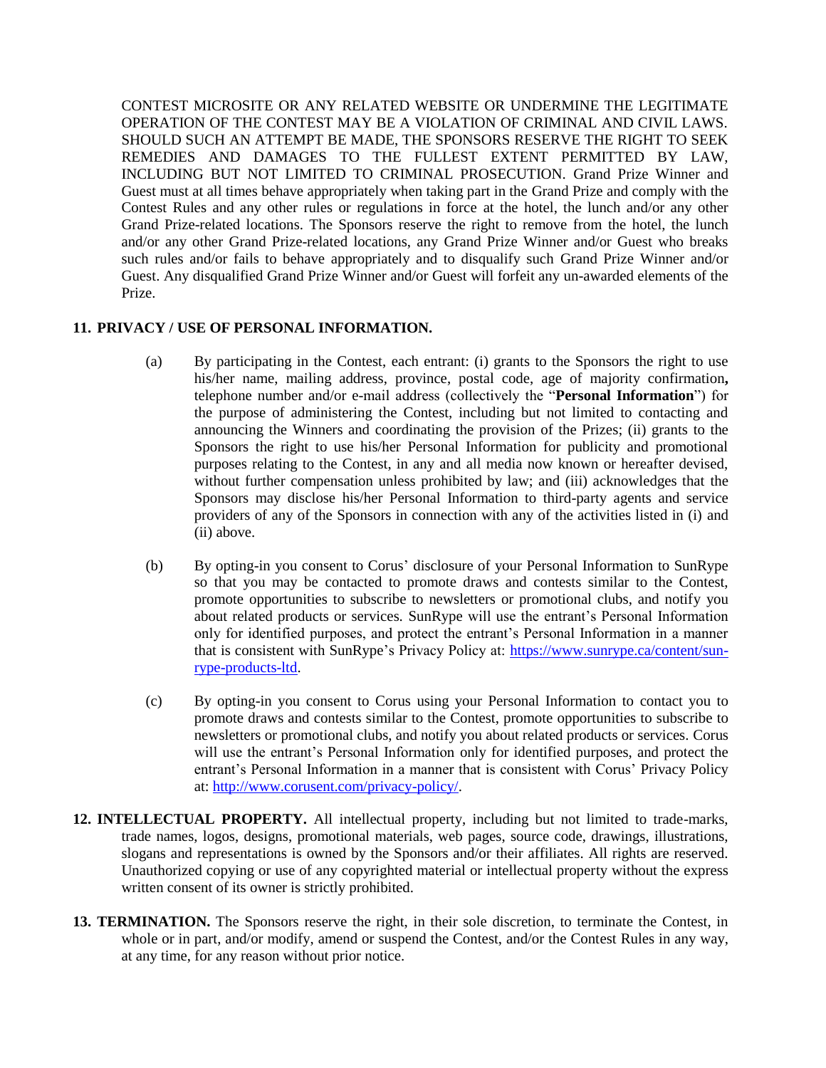CONTEST MICROSITE OR ANY RELATED WEBSITE OR UNDERMINE THE LEGITIMATE OPERATION OF THE CONTEST MAY BE A VIOLATION OF CRIMINAL AND CIVIL LAWS. SHOULD SUCH AN ATTEMPT BE MADE, THE SPONSORS RESERVE THE RIGHT TO SEEK REMEDIES AND DAMAGES TO THE FULLEST EXTENT PERMITTED BY LAW, INCLUDING BUT NOT LIMITED TO CRIMINAL PROSECUTION. Grand Prize Winner and Guest must at all times behave appropriately when taking part in the Grand Prize and comply with the Contest Rules and any other rules or regulations in force at the hotel, the lunch and/or any other Grand Prize-related locations. The Sponsors reserve the right to remove from the hotel, the lunch and/or any other Grand Prize-related locations, any Grand Prize Winner and/or Guest who breaks such rules and/or fails to behave appropriately and to disqualify such Grand Prize Winner and/or Guest. Any disqualified Grand Prize Winner and/or Guest will forfeit any un-awarded elements of the Prize.

**11. PRIVACY / USE OF PERSONAL INFORMATION.**

(a) By participating in the Contest, each entrant: (i) grants to the Sponsors the right to use his/her name, mailing address, province, postal code, age of majority confirmation**,** telephone number and/or e-mail address (collectively the "**Personal Information**") for the purpose of administering the Contest, including but not limited to contacting and announcing the Winners and coordinating the provision of the Prizes; (ii) grants to the Sponsors the right to use his/her Personal Information for publicity and promotional purposes relating to the Contest, in any and all media now known or hereafter devised, without further compensation unless prohibited by law; and (iii) acknowledges that the Sponsors may disclose his/her Personal Information to third-party agents and service providers of any of the Sponsors in connection with any of the activities listed in (i) and (ii) above.

(b) By opting-in you consent to Corus' disclosure of your Personal Information to SunRype so that you may be contacted to promote draws and contests similar to the Contest, promote opportunities to subscribe to newsletters or promotional clubs, and notify you about related products or services. SunRype will use the entrant's Personal Information only for identified purposes, and protect the entrant's Personal Information in a manner that is consistent with SunRype's Privacy Policy at: https://www.sunrype.ca/content/sun-rype-products-ltd.

(c) By opting-in you consent to Corus using your Personal Information to contact you to promote draws and contests similar to the Contest, promote opportunities to subscribe to newsletters or promotional clubs, and notify you about related products or services. Corus will use the entrant's Personal Information only for identified purposes, and protect the entrant's Personal Information in a manner that is consistent with Corus' Privacy Policy at: http://www.corusent.com/privacy-policy/.

**12. INTELLECTUAL PROPERTY.** All intellectual property, including but not limited to trade-marks, trade names, logos, designs, promotional materials, web pages, source code, drawings, illustrations, slogans and representations is owned by the Sponsors and/or their affiliates. All rights are reserved. Unauthorized copying or use of any copyrighted material or intellectual property without the express written consent of its owner is strictly prohibited.

**13. TERMINATION.** The Sponsors reserve the right, in their sole discretion, to terminate the Contest, in whole or in part, and/or modify, amend or suspend the Contest, and/or the Contest Rules in any way, at any time, for any reason without prior notice.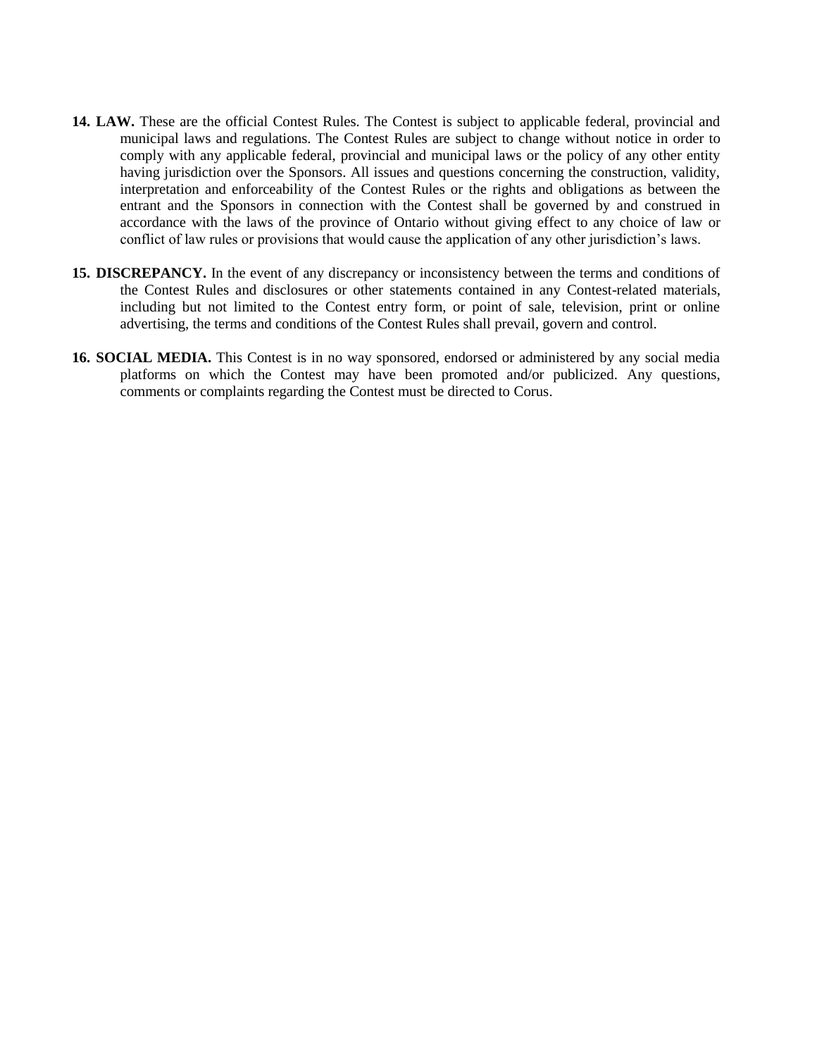14. **LAW.** These are the official Contest Rules. The Contest is subject to applicable federal, provincial and municipal laws and regulations. The Contest Rules are subject to change without notice in order to comply with any applicable federal, provincial and municipal laws or the policy of any other entity having jurisdiction over the Sponsors. All issues and questions concerning the construction, validity, interpretation and enforceability of the Contest Rules or the rights and obligations as between the entrant and the Sponsors in connection with the Contest shall be governed by and construed in accordance with the laws of the province of Ontario without giving effect to any choice of law or conflict of law rules or provisions that would cause the application of any other jurisdiction's laws.

15. **DISCREPANCY.** In the event of any discrepancy or inconsistency between the terms and conditions of the Contest Rules and disclosures or other statements contained in any Contest-related materials, including but not limited to the Contest entry form, or point of sale, television, print or online advertising, the terms and conditions of the Contest Rules shall prevail, govern and control.

16. **SOCIAL MEDIA.** This Contest is in no way sponsored, endorsed or administered by any social media platforms on which the Contest may have been promoted and/or publicized. Any questions, comments or complaints regarding the Contest must be directed to Corus.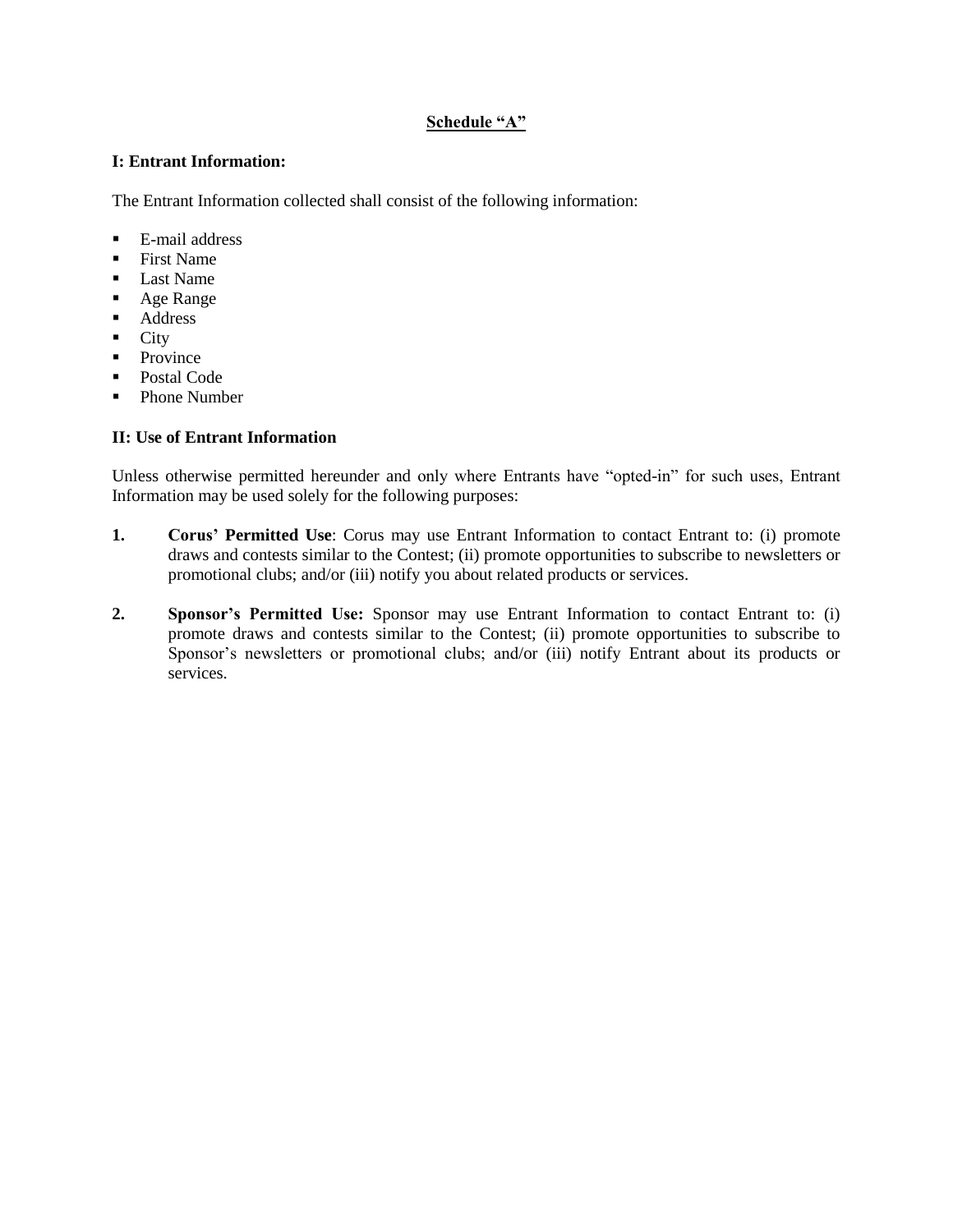## Schedule "A"

**I: Entrant Information:**

The Entrant Information collected shall consist of the following information:

- E-mail address
- First Name
- Last Name
- Age Range
- Address
- City
- Province
- Postal Code
- Phone Number

**II: Use of Entrant Information**

Unless otherwise permitted hereunder and only where Entrants have "opted-in" for such uses, Entrant Information may be used solely for the following purposes:

1. **Corus' Permitted Use**: Corus may use Entrant Information to contact Entrant to: (i) promote draws and contests similar to the Contest; (ii) promote opportunities to subscribe to newsletters or promotional clubs; and/or (iii) notify you about related products or services.

2. **Sponsor's Permitted Use:** Sponsor may use Entrant Information to contact Entrant to: (i) promote draws and contests similar to the Contest; (ii) promote opportunities to subscribe to Sponsor's newsletters or promotional clubs; and/or (iii) notify Entrant about its products or services.